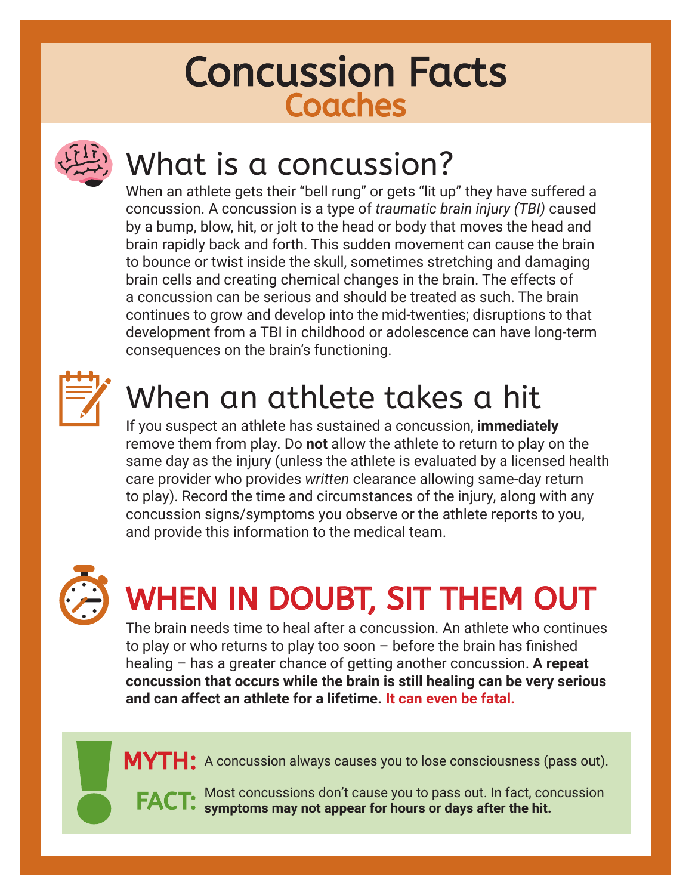# Concussion Facts
## Coaches

## What is a concussion?

When an athlete gets their "bell rung" or gets "lit up" they have suffered a concussion. A concussion is a type of *traumatic brain injury (TBI)* caused by a bump, blow, hit, or jolt to the head or body that moves the head and brain rapidly back and forth. This sudden movement can cause the brain to bounce or twist inside the skull, sometimes stretching and damaging brain cells and creating chemical changes in the brain. The effects of a concussion can be serious and should be treated as such. The brain continues to grow and develop into the mid-twenties; disruptions to that development from a TBI in childhood or adolescence can have long-term consequences on the brain's functioning.

## When an athlete takes a hit

If you suspect an athlete has sustained a concussion, **immediately** remove them from play. Do **not** allow the athlete to return to play on the same day as the injury (unless the athlete is evaluated by a licensed health care provider who provides *written* clearance allowing same-day return to play). Record the time and circumstances of the injury, along with any concussion signs/symptoms you observe or the athlete reports to you, and provide this information to the medical team.

## WHEN IN DOUBT, SIT THEM OUT

The brain needs time to heal after a concussion. An athlete who continues to play or who returns to play too soon – before the brain has finished healing – has a greater chance of getting another concussion. **A repeat concussion that occurs while the brain is still healing can be very serious and can affect an athlete for a lifetime. It can even be fatal.**

**MYTH:** A concussion always causes you to lose consciousness (pass out).

**FACT:** Most concussions don't cause you to pass out. In fact, concussion **symptoms may not appear for hours or days after the hit.**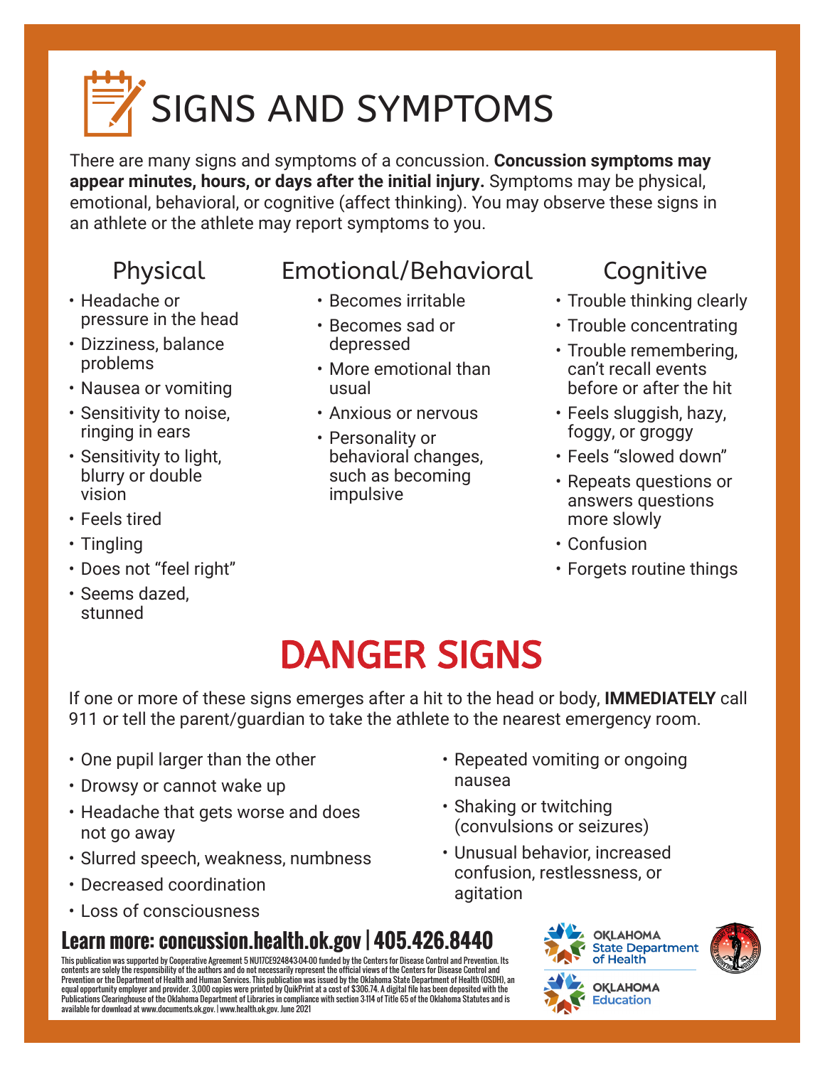# SIGNS AND SYMPTOMS

There are many signs and symptoms of a concussion. **Concussion symptoms may appear minutes, hours, or days after the initial injury.** Symptoms may be physical, emotional, behavioral, or cognitive (affect thinking). You may observe these signs in an athlete or the athlete may report symptoms to you.

## Physical

- Headache or pressure in the head
- Dizziness, balance problems
- Nausea or vomiting
- Sensitivity to noise, ringing in ears
- Sensitivity to light, blurry or double vision
- Feels tired
- Tingling
- Does not “feel right”
- Seems dazed, stunned

## Emotional/Behavioral

- Becomes irritable
- Becomes sad or depressed
- More emotional than usual
- Anxious or nervous
- Personality or behavioral changes, such as becoming impulsive

## Cognitive

- Trouble thinking clearly
- Trouble concentrating
- Trouble remembering, can’t recall events before or after the hit
- Feels sluggish, hazy, foggy, or groggy
- Feels “slowed down”
- Repeats questions or answers questions more slowly
- Confusion
- Forgets routine things

# DANGER SIGNS

If one or more of these signs emerges after a hit to the head or body, **IMMEDIATELY** call 911 or tell the parent/guardian to take the athlete to the nearest emergency room.

- One pupil larger than the other
- Drowsy or cannot wake up
- Headache that gets worse and does not go away
- Slurred speech, weakness, numbness
- Decreased coordination
- Loss of consciousness
- Repeated vomiting or ongoing nausea
- Shaking or twitching (convulsions or seizures)
- Unusual behavior, increased confusion, restlessness, or agitation

**Learn more: concussion.health.ok.gov | 405.426.8440**

This publication was supported by Cooperative Agreement 5 NU17CE924843-04-00 funded by the Centers for Disease Control and Prevention. Its contents are solely the responsibility of the authors and do not necessarily represent the official views of the Centers for Disease Control and Prevention or the Department of Health and Human Services. This publication was issued by the Oklahoma State Department of Health (OSDH), an equal opportunity employer and provider. 3,000 copies were printed by QuikPrint at a cost of $306.74. A digital file has been deposited with the Publications Clearinghouse of the Oklahoma Department of Libraries in compliance with section 3-114 of Title 65 of the Oklahoma Statutes and is available for download at www.documents.ok.gov. | www.health.ok.gov. June 2021

OKLAHOMA State Department of Health

OKLAHOMA Education